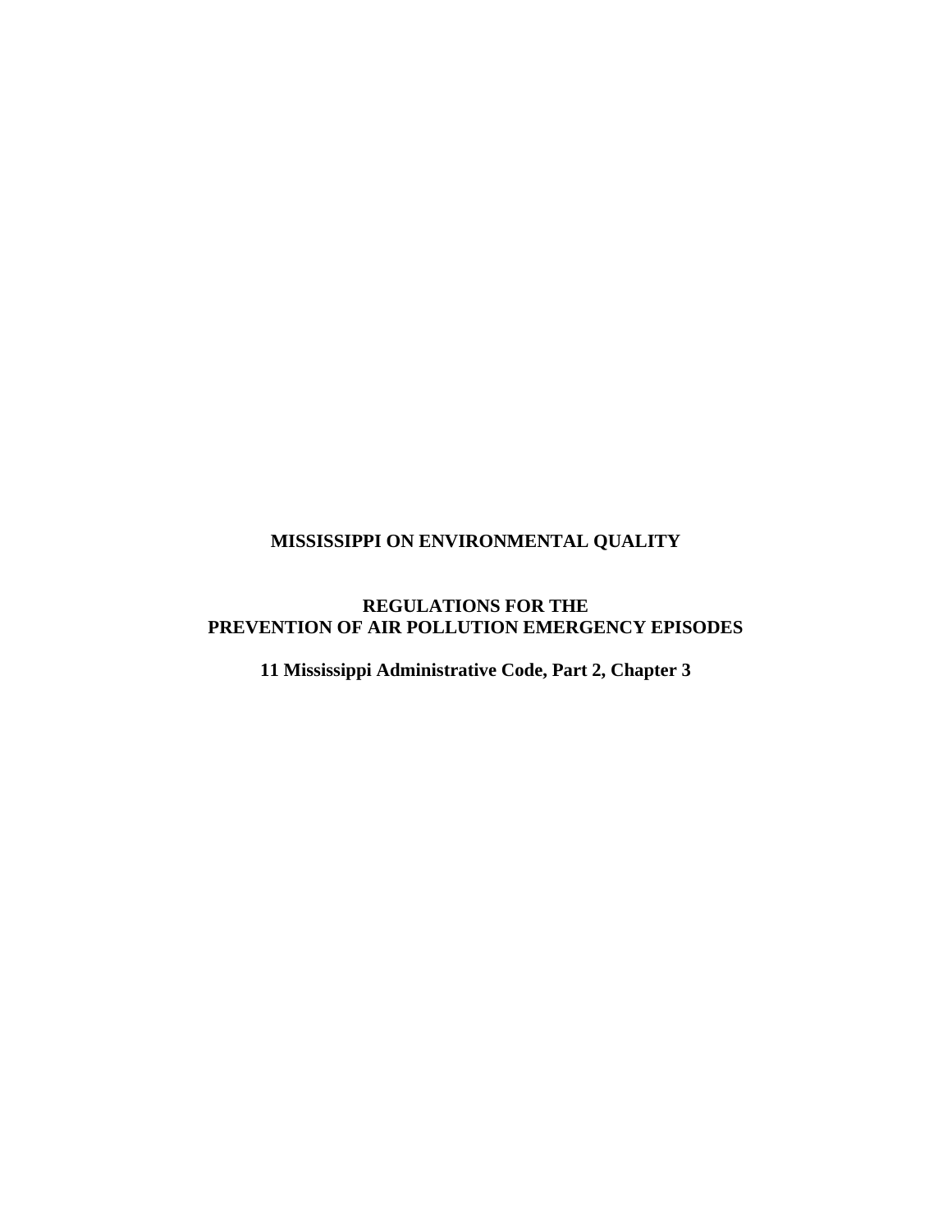# MISSISSIPPI ON ENVIRONMENTAL QUALITY

## REGULATIONS FOR THE PREVENTION OF AIR POLLUTION EMERGENCY EPISODES

### 11 Mississippi Administrative Code, Part 2, Chapter 3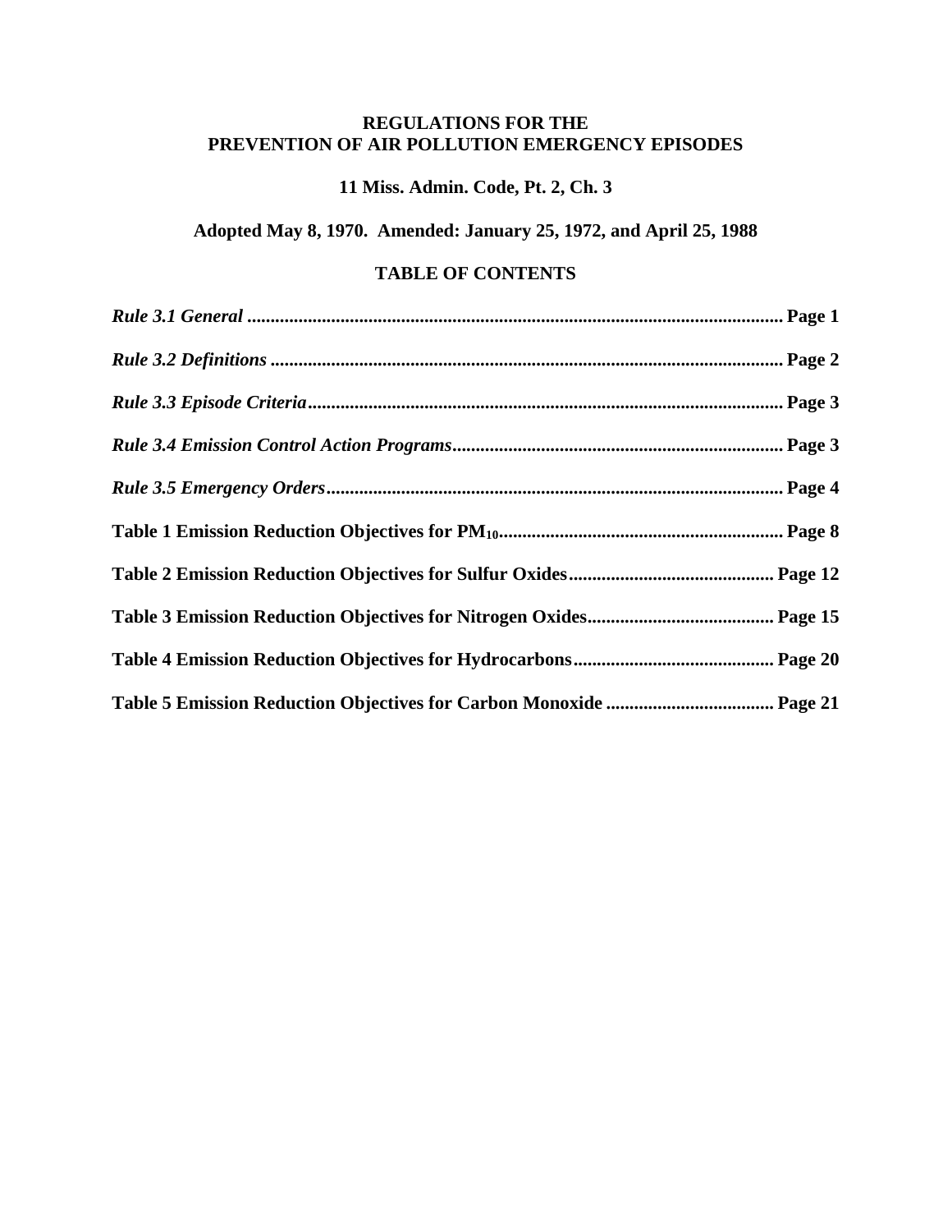**REGULATIONS FOR THE**
**PREVENTION OF AIR POLLUTION EMERGENCY EPISODES**

**11 Miss. Admin. Code, Pt. 2, Ch. 3**

**Adopted May 8, 1970. Amended: January 25, 1972, and April 25, 1988**

## TABLE OF CONTENTS

***Rule 3.1 General*** .................................................................................................................. **Page 1**

***Rule 3.2 Definitions*** ............................................................................................................ **Page 2**

***Rule 3.3 Episode Criteria***.................................................................................................... **Page 3**

***Rule 3.4 Emission Control Action Programs***...................................................................... **Page 3**

***Rule 3.5 Emergency Orders***................................................................................................. **Page 4**

**Table 1 Emission Reduction Objectives for $PM_{10}$**............................................................ **Page 8**

**Table 2 Emission Reduction Objectives for Sulfur Oxides**............................................ **Page 12**

**Table 3 Emission Reduction Objectives for Nitrogen Oxides**........................................ **Page 15**

**Table 4 Emission Reduction Objectives for Hydrocarbons**........................................... **Page 20**

**Table 5 Emission Reduction Objectives for Carbon Monoxide** .................................... **Page 21**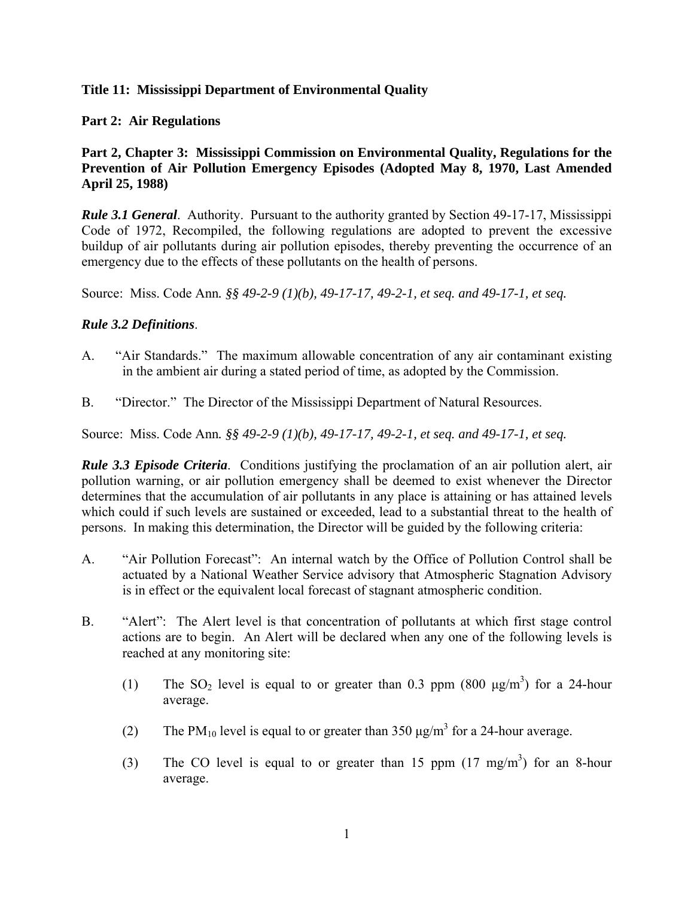**Title 11: Mississippi Department of Environmental Quality**

**Part 2: Air Regulations**

**Part 2, Chapter 3: Mississippi Commission on Environmental Quality, Regulations for the Prevention of Air Pollution Emergency Episodes (Adopted May 8, 1970, Last Amended April 25, 1988)**

***Rule 3.1 General***. Authority. Pursuant to the authority granted by Section 49-17-17, Mississippi Code of 1972, Recompiled, the following regulations are adopted to prevent the excessive buildup of air pollutants during air pollution episodes, thereby preventing the occurrence of an emergency due to the effects of these pollutants on the health of persons.

Source: Miss. Code Ann. *§§ 49-2-9 (1)(b), 49-17-17, 49-2-1, et seq. and 49-17-1, et seq.*

***Rule 3.2 Definitions***.

A. "Air Standards." The maximum allowable concentration of any air contaminant existing in the ambient air during a stated period of time, as adopted by the Commission.

B. "Director." The Director of the Mississippi Department of Natural Resources.

Source: Miss. Code Ann. *§§ 49-2-9 (1)(b), 49-17-17, 49-2-1, et seq. and 49-17-1, et seq.*

***Rule 3.3 Episode Criteria***. Conditions justifying the proclamation of an air pollution alert, air pollution warning, or air pollution emergency shall be deemed to exist whenever the Director determines that the accumulation of air pollutants in any place is attaining or has attained levels which could if such levels are sustained or exceeded, lead to a substantial threat to the health of persons. In making this determination, the Director will be guided by the following criteria:

A. "Air Pollution Forecast": An internal watch by the Office of Pollution Control shall be actuated by a National Weather Service advisory that Atmospheric Stagnation Advisory is in effect or the equivalent local forecast of stagnant atmospheric condition.

B. "Alert": The Alert level is that concentration of pollutants at which first stage control actions are to begin. An Alert will be declared when any one of the following levels is reached at any monitoring site:

   (1) The $SO_2$ level is equal to or greater than 0.3 ppm (800 $\mu g/m^3$) for a 24-hour average.

   (2) The $PM_{10}$ level is equal to or greater than 350 $\mu g/m^3$ for a 24-hour average.

   (3) The CO level is equal to or greater than 15 ppm (17 $mg/m^3$) for an 8-hour average.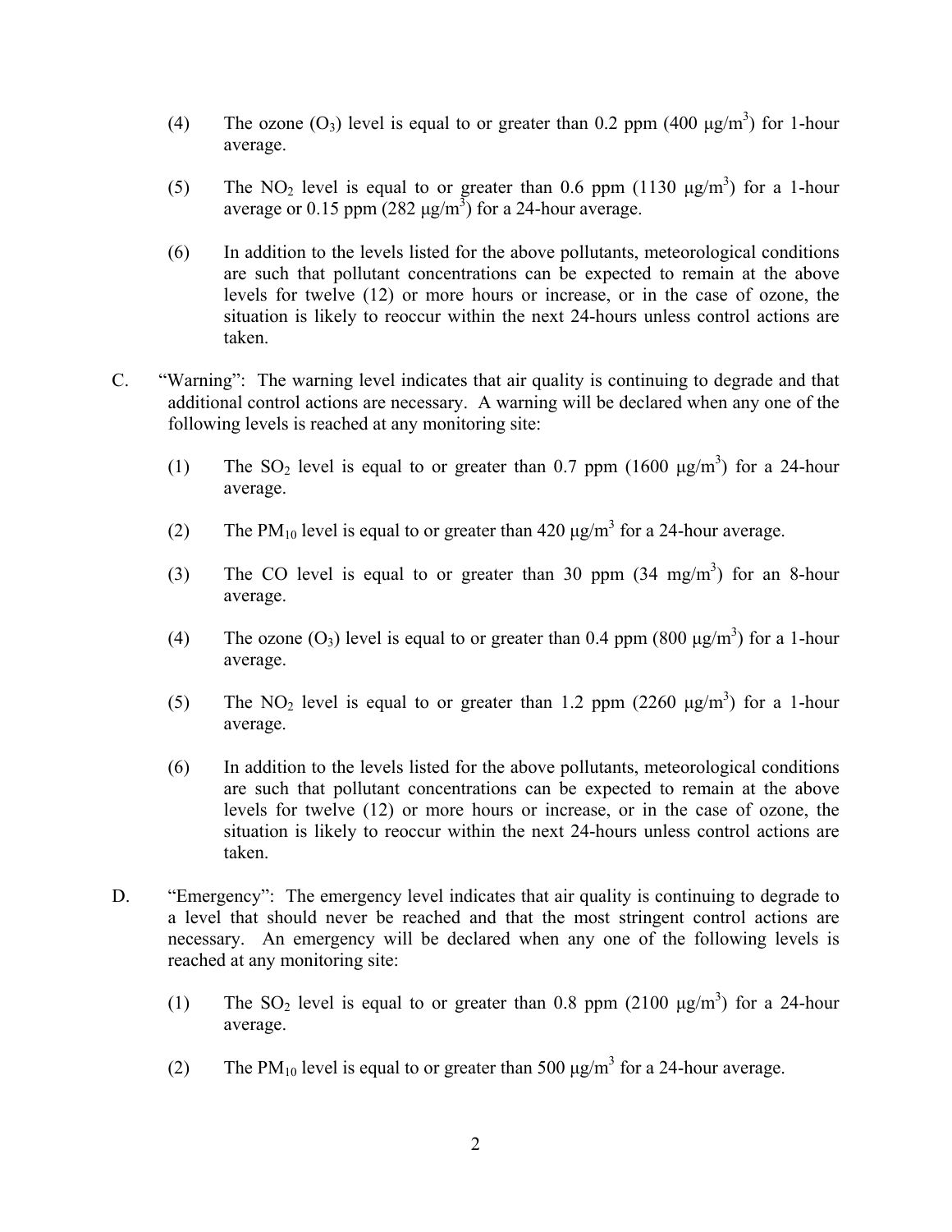(4) The ozone ($O_3$) level is equal to or greater than 0.2 ppm (400 $\mu g/m^3$) for 1-hour average.

(5) The $NO_2$ level is equal to or greater than 0.6 ppm (1130 $\mu g/m^3$) for a 1-hour average or 0.15 ppm (282 $\mu g/m^3$) for a 24-hour average.

(6) In addition to the levels listed for the above pollutants, meteorological conditions are such that pollutant concentrations can be expected to remain at the above levels for twelve (12) or more hours or increase, or in the case of ozone, the situation is likely to reoccur within the next 24-hours unless control actions are taken.

C. "Warning": The warning level indicates that air quality is continuing to degrade and that additional control actions are necessary. A warning will be declared when any one of the following levels is reached at any monitoring site:

(1) The $SO_2$ level is equal to or greater than 0.7 ppm (1600 $\mu g/m^3$) for a 24-hour average.

(2) The $PM_{10}$ level is equal to or greater than 420 $\mu g/m^3$ for a 24-hour average.

(3) The CO level is equal to or greater than 30 ppm (34 $mg/m^3$) for an 8-hour average.

(4) The ozone ($O_3$) level is equal to or greater than 0.4 ppm (800 $\mu g/m^3$) for a 1-hour average.

(5) The $NO_2$ level is equal to or greater than 1.2 ppm (2260 $\mu g/m^3$) for a 1-hour average.

(6) In addition to the levels listed for the above pollutants, meteorological conditions are such that pollutant concentrations can be expected to remain at the above levels for twelve (12) or more hours or increase, or in the case of ozone, the situation is likely to reoccur within the next 24-hours unless control actions are taken.

D. "Emergency": The emergency level indicates that air quality is continuing to degrade to a level that should never be reached and that the most stringent control actions are necessary. An emergency will be declared when any one of the following levels is reached at any monitoring site:

(1) The $SO_2$ level is equal to or greater than 0.8 ppm (2100 $\mu g/m^3$) for a 24-hour average.

(2) The $PM_{10}$ level is equal to or greater than 500 $\mu g/m^3$ for a 24-hour average.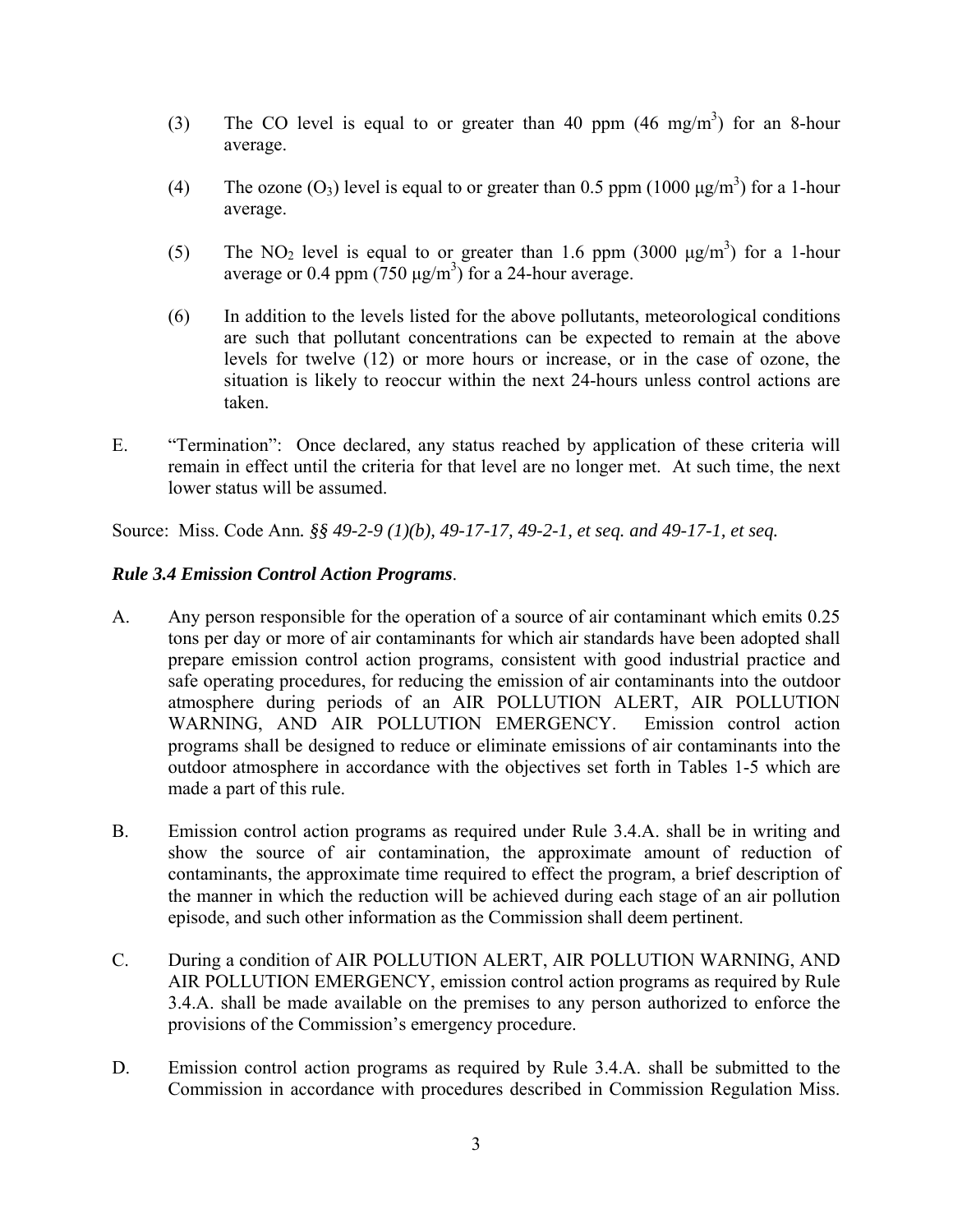(3) The CO level is equal to or greater than 40 ppm (46 mg/$m^3$) for an 8-hour average.

(4) The ozone ($O_3$) level is equal to or greater than 0.5 ppm (1000 μg/$m^3$) for a 1-hour average.

(5) The $NO_2$ level is equal to or greater than 1.6 ppm (3000 μg/$m^3$) for a 1-hour average or 0.4 ppm (750 μg/$m^3$) for a 24-hour average.

(6) In addition to the levels listed for the above pollutants, meteorological conditions are such that pollutant concentrations can be expected to remain at the above levels for twelve (12) or more hours or increase, or in the case of ozone, the situation is likely to reoccur within the next 24-hours unless control actions are taken.

E. "Termination": Once declared, any status reached by application of these criteria will remain in effect until the criteria for that level are no longer met. At such time, the next lower status will be assumed.

Source: Miss. Code Ann. *§§ 49-2-9 (1)(b), 49-17-17, 49-2-1, et seq. and 49-17-1, et seq.*

***Rule 3.4 Emission Control Action Programs***.

A. Any person responsible for the operation of a source of air contaminant which emits 0.25 tons per day or more of air contaminants for which air standards have been adopted shall prepare emission control action programs, consistent with good industrial practice and safe operating procedures, for reducing the emission of air contaminants into the outdoor atmosphere during periods of an AIR POLLUTION ALERT, AIR POLLUTION WARNING, AND AIR POLLUTION EMERGENCY. Emission control action programs shall be designed to reduce or eliminate emissions of air contaminants into the outdoor atmosphere in accordance with the objectives set forth in Tables 1-5 which are made a part of this rule.

B. Emission control action programs as required under Rule 3.4.A. shall be in writing and show the source of air contamination, the approximate amount of reduction of contaminants, the approximate time required to effect the program, a brief description of the manner in which the reduction will be achieved during each stage of an air pollution episode, and such other information as the Commission shall deem pertinent.

C. During a condition of AIR POLLUTION ALERT, AIR POLLUTION WARNING, AND AIR POLLUTION EMERGENCY, emission control action programs as required by Rule 3.4.A. shall be made available on the premises to any person authorized to enforce the provisions of the Commission's emergency procedure.

D. Emission control action programs as required by Rule 3.4.A. shall be submitted to the Commission in accordance with procedures described in Commission Regulation Miss.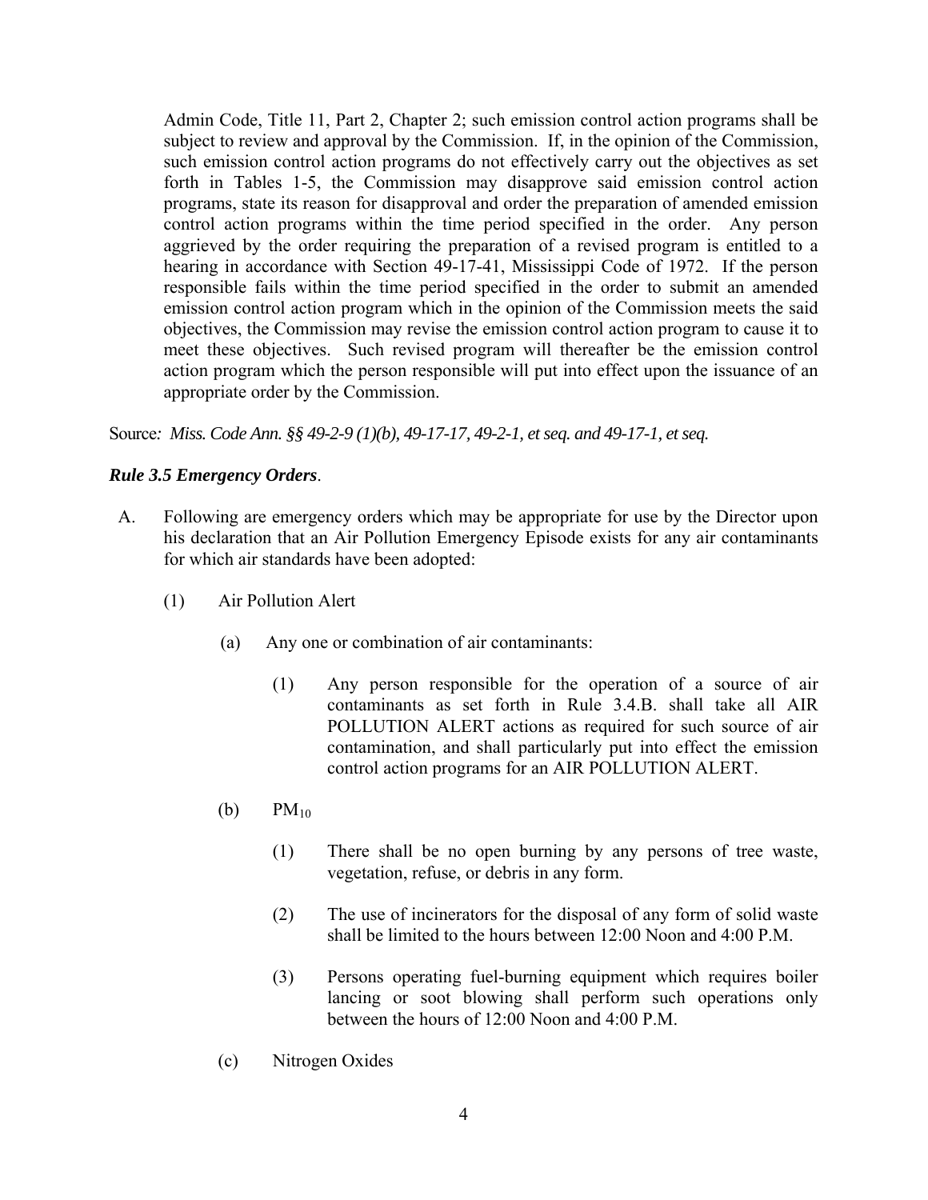Admin Code, Title 11, Part 2, Chapter 2; such emission control action programs shall be subject to review and approval by the Commission. If, in the opinion of the Commission, such emission control action programs do not effectively carry out the objectives as set forth in Tables 1-5, the Commission may disapprove said emission control action programs, state its reason for disapproval and order the preparation of amended emission control action programs within the time period specified in the order. Any person aggrieved by the order requiring the preparation of a revised program is entitled to a hearing in accordance with Section 49-17-41, Mississippi Code of 1972. If the person responsible fails within the time period specified in the order to submit an amended emission control action program which in the opinion of the Commission meets the said objectives, the Commission may revise the emission control action program to cause it to meet these objectives. Such revised program will thereafter be the emission control action program which the person responsible will put into effect upon the issuance of an appropriate order by the Commission.

Source*: Miss. Code Ann. §§ 49-2-9 (1)(b), 49-17-17, 49-2-1, et seq. and 49-17-1, et seq.*

***Rule 3.5 Emergency Orders***.

A. Following are emergency orders which may be appropriate for use by the Director upon his declaration that an Air Pollution Emergency Episode exists for any air contaminants for which air standards have been adopted:

(1) Air Pollution Alert

(a) Any one or combination of air contaminants:

(1) Any person responsible for the operation of a source of air contaminants as set forth in Rule 3.4.B. shall take all AIR POLLUTION ALERT actions as required for such source of air contamination, and shall particularly put into effect the emission control action programs for an AIR POLLUTION ALERT.

(b) $PM_{10}$

(1) There shall be no open burning by any persons of tree waste, vegetation, refuse, or debris in any form.

(2) The use of incinerators for the disposal of any form of solid waste shall be limited to the hours between 12:00 Noon and 4:00 P.M.

(3) Persons operating fuel-burning equipment which requires boiler lancing or soot blowing shall perform such operations only between the hours of 12:00 Noon and 4:00 P.M.

(c) Nitrogen Oxides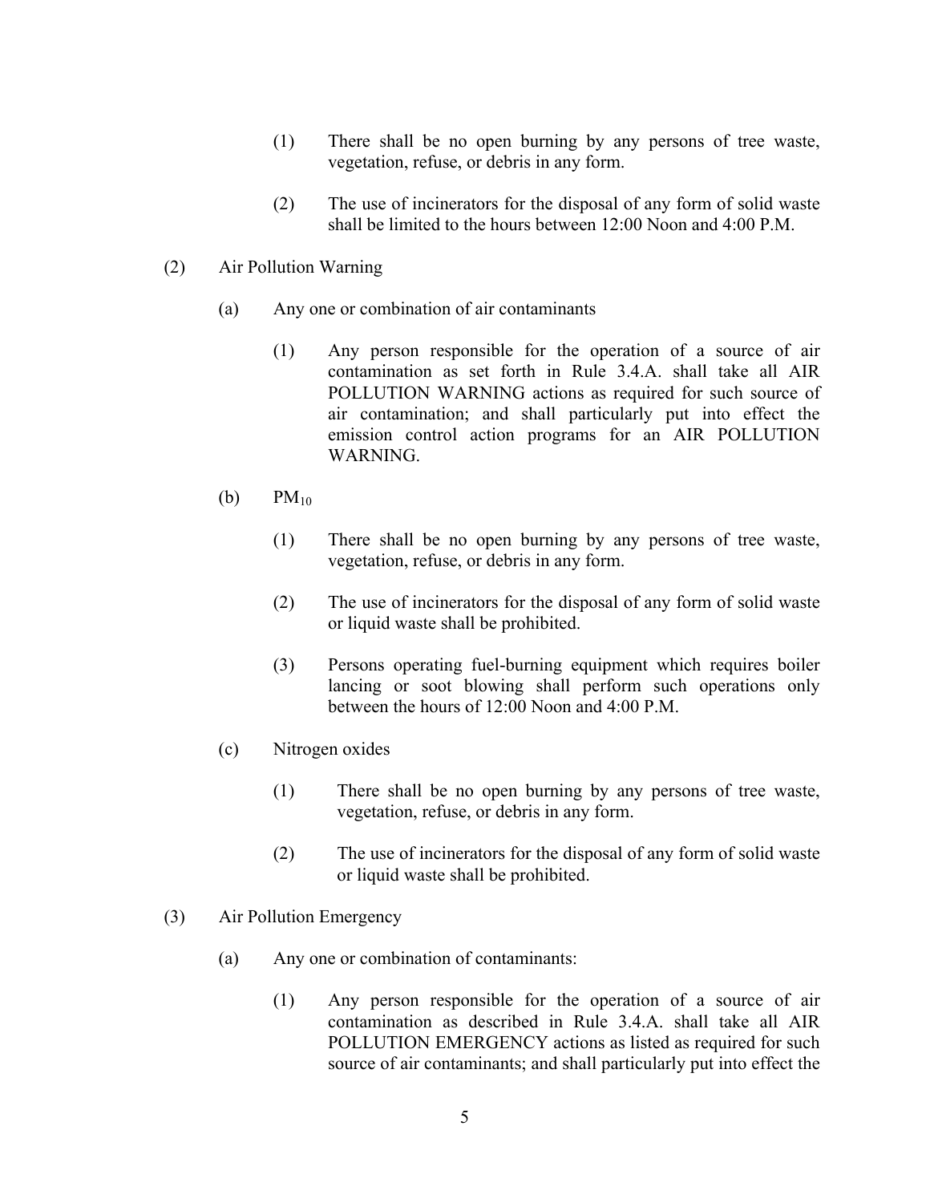(1) There shall be no open burning by any persons of tree waste, vegetation, refuse, or debris in any form.

(2) The use of incinerators for the disposal of any form of solid waste shall be limited to the hours between 12:00 Noon and 4:00 P.M.

(2) Air Pollution Warning

(a) Any one or combination of air contaminants

(1) Any person responsible for the operation of a source of air contamination as set forth in Rule 3.4.A. shall take all AIR POLLUTION WARNING actions as required for such source of air contamination; and shall particularly put into effect the emission control action programs for an AIR POLLUTION WARNING.

(b) $PM_{10}$

(1) There shall be no open burning by any persons of tree waste, vegetation, refuse, or debris in any form.

(2) The use of incinerators for the disposal of any form of solid waste or liquid waste shall be prohibited.

(3) Persons operating fuel-burning equipment which requires boiler lancing or soot blowing shall perform such operations only between the hours of 12:00 Noon and 4:00 P.M.

(c) Nitrogen oxides

(1) There shall be no open burning by any persons of tree waste, vegetation, refuse, or debris in any form.

(2) The use of incinerators for the disposal of any form of solid waste or liquid waste shall be prohibited.

(3) Air Pollution Emergency

(a) Any one or combination of contaminants:

(1) Any person responsible for the operation of a source of air contamination as described in Rule 3.4.A. shall take all AIR POLLUTION EMERGENCY actions as listed as required for such source of air contaminants; and shall particularly put into effect the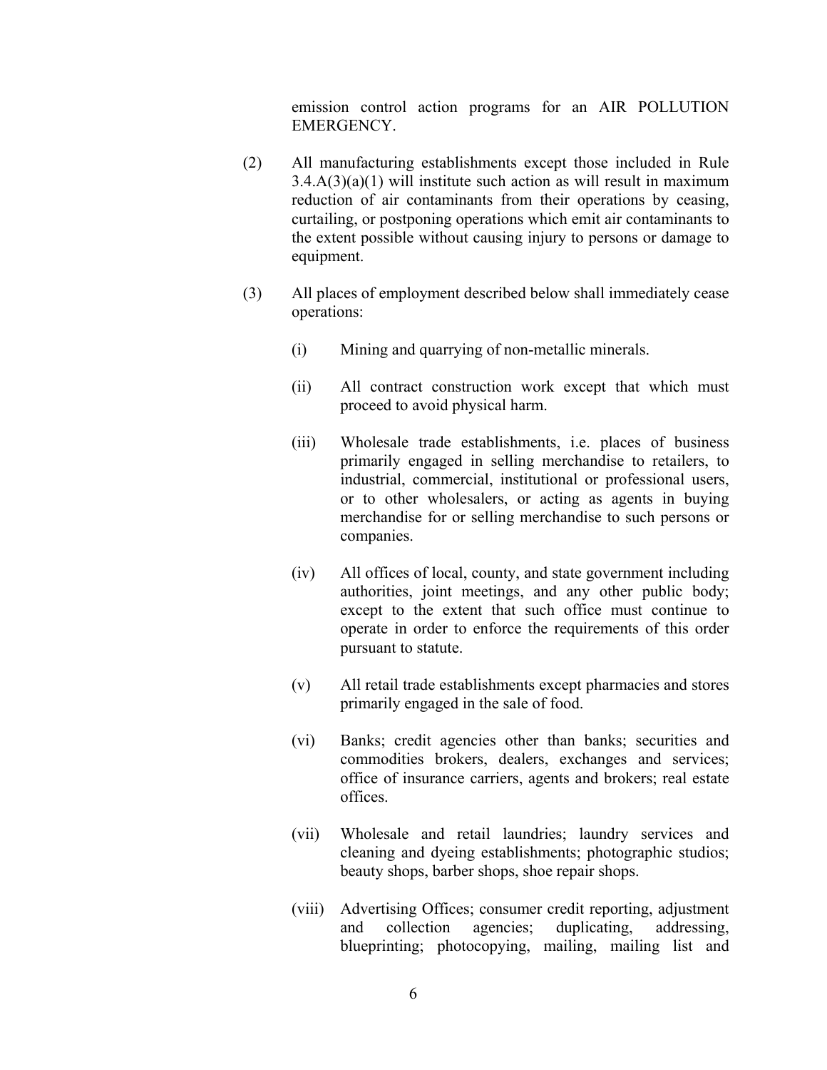emission control action programs for an AIR POLLUTION EMERGENCY.

(2) All manufacturing establishments except those included in Rule 3.4.A(3)(a)(1) will institute such action as will result in maximum reduction of air contaminants from their operations by ceasing, curtailing, or postponing operations which emit air contaminants to the extent possible without causing injury to persons or damage to equipment.

(3) All places of employment described below shall immediately cease operations:

(i) Mining and quarrying of non-metallic minerals.

(ii) All contract construction work except that which must proceed to avoid physical harm.

(iii) Wholesale trade establishments, i.e. places of business primarily engaged in selling merchandise to retailers, to industrial, commercial, institutional or professional users, or to other wholesalers, or acting as agents in buying merchandise for or selling merchandise to such persons or companies.

(iv) All offices of local, county, and state government including authorities, joint meetings, and any other public body; except to the extent that such office must continue to operate in order to enforce the requirements of this order pursuant to statute.

(v) All retail trade establishments except pharmacies and stores primarily engaged in the sale of food.

(vi) Banks; credit agencies other than banks; securities and commodities brokers, dealers, exchanges and services; office of insurance carriers, agents and brokers; real estate offices.

(vii) Wholesale and retail laundries; laundry services and cleaning and dyeing establishments; photographic studios; beauty shops, barber shops, shoe repair shops.

(viii) Advertising Offices; consumer credit reporting, adjustment and collection agencies; duplicating, addressing, blueprinting; photocopying, mailing, mailing list and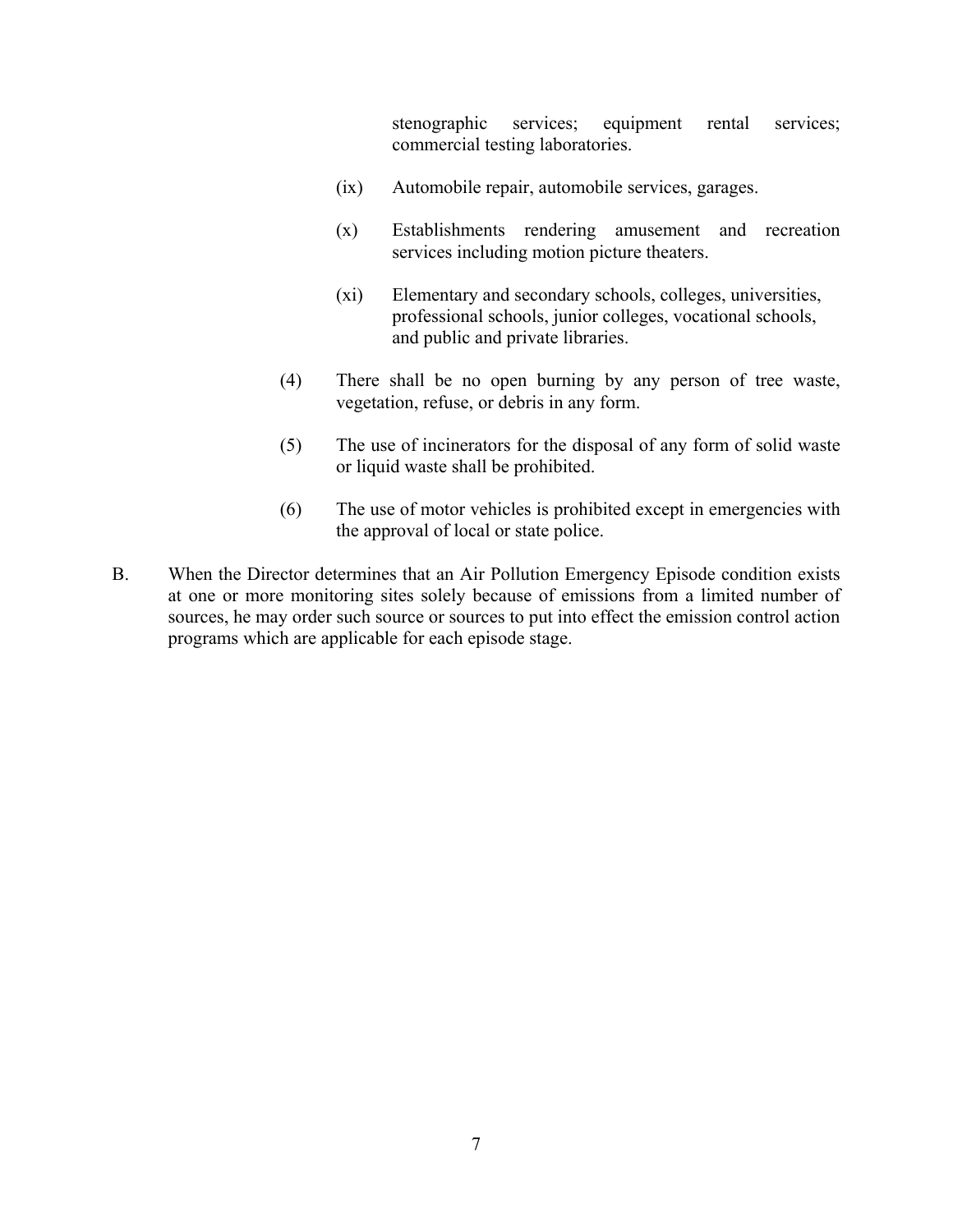stenographic services; equipment rental services; commercial testing laboratories.

(ix) Automobile repair, automobile services, garages.

(x) Establishments rendering amusement and recreation services including motion picture theaters.

(xi) Elementary and secondary schools, colleges, universities, professional schools, junior colleges, vocational schools, and public and private libraries.

(4) There shall be no open burning by any person of tree waste, vegetation, refuse, or debris in any form.

(5) The use of incinerators for the disposal of any form of solid waste or liquid waste shall be prohibited.

(6) The use of motor vehicles is prohibited except in emergencies with the approval of local or state police.

B. When the Director determines that an Air Pollution Emergency Episode condition exists at one or more monitoring sites solely because of emissions from a limited number of sources, he may order such source or sources to put into effect the emission control action programs which are applicable for each episode stage.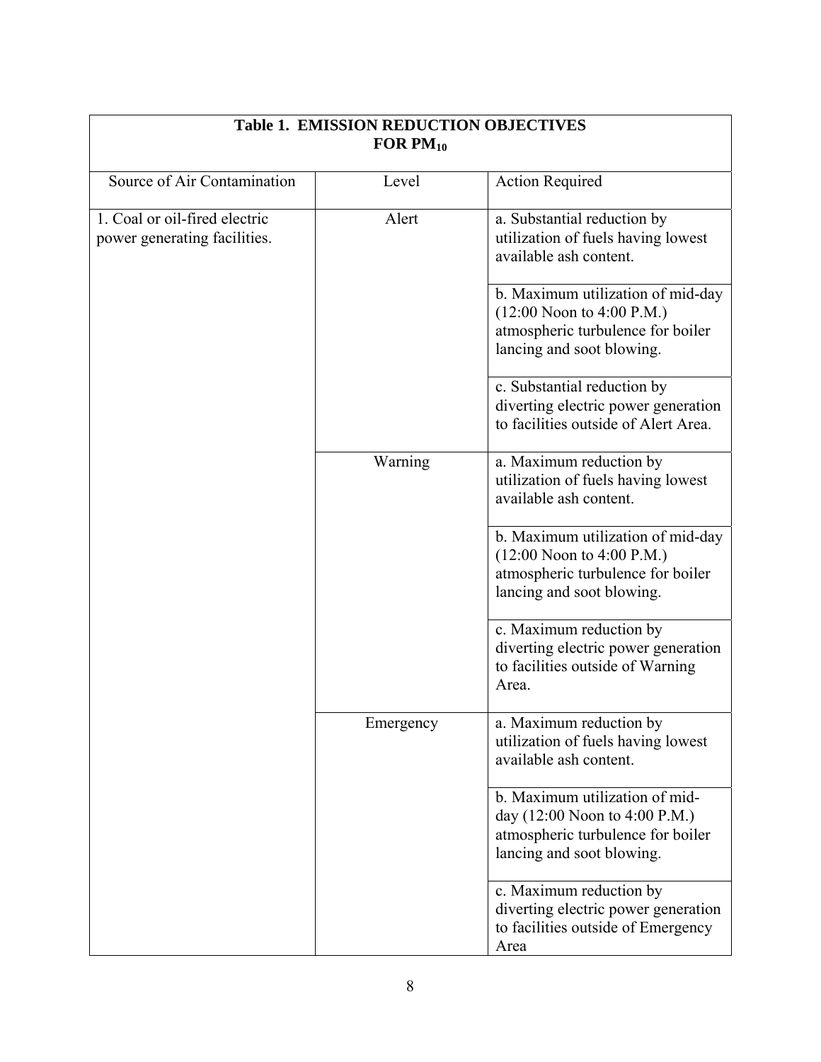| Table 1. EMISSION REDUCTION OBJECTIVES FOR $PM_{10}$ | | |
|---|---|---|
| Source of Air Contamination | Level | Action Required |
| 1. Coal or oil-fired electric power generating facilities. | Alert | a. Substantial reduction by utilization of fuels having lowest available ash content. |
| | | b. Maximum utilization of mid-day (12:00 Noon to 4:00 P.M.) atmospheric turbulence for boiler lancing and soot blowing. |
| | | c. Substantial reduction by diverting electric power generation to facilities outside of Alert Area. |
| | Warning | a. Maximum reduction by utilization of fuels having lowest available ash content. |
| | | b. Maximum utilization of mid-day (12:00 Noon to 4:00 P.M.) atmospheric turbulence for boiler lancing and soot blowing. |
| | | c. Maximum reduction by diverting electric power generation to facilities outside of Warning Area. |
| | Emergency | a. Maximum reduction by utilization of fuels having lowest available ash content. |
| | | b. Maximum utilization of mid-day (12:00 Noon to 4:00 P.M.) atmospheric turbulence for boiler lancing and soot blowing. |
| | | c. Maximum reduction by diverting electric power generation to facilities outside of Emergency Area |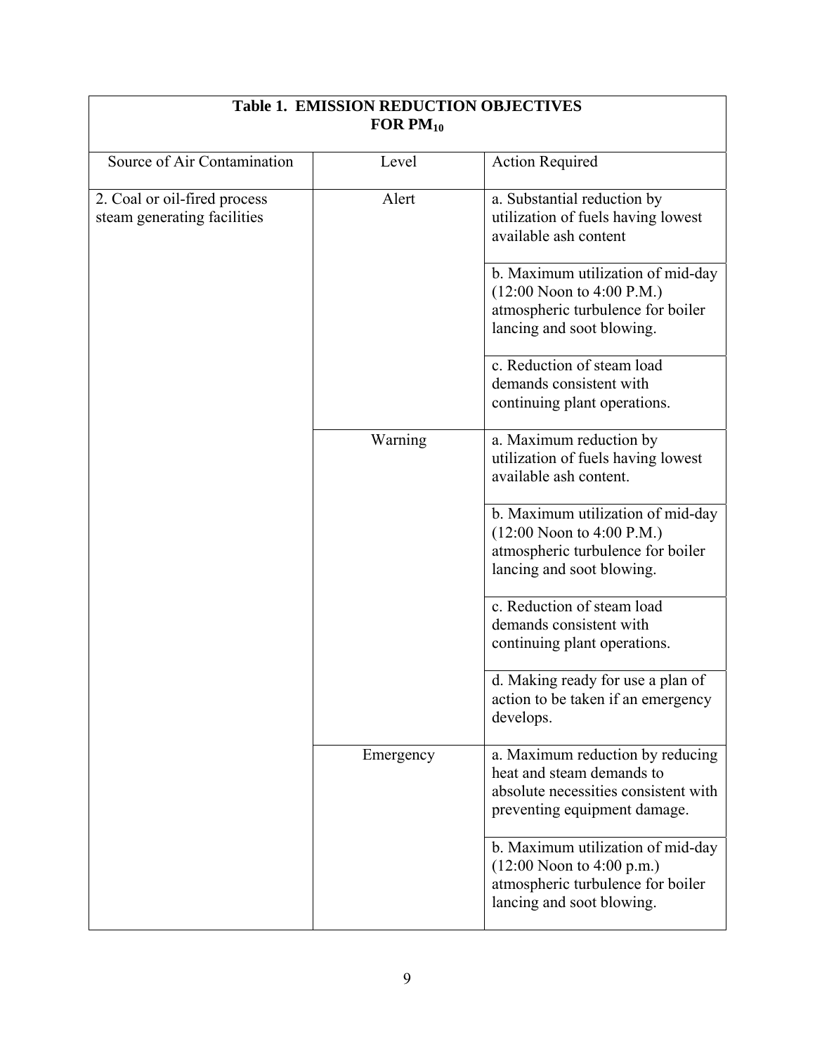| Table 1. EMISSION REDUCTION OBJECTIVES FOR $PM_{10}$ | | |
|---|---|---|
| Source of Air Contamination | Level | Action Required |
| 2. Coal or oil-fired process steam generating facilities | Alert | a. Substantial reduction by utilization of fuels having lowest available ash content |
| | | b. Maximum utilization of mid-day (12:00 Noon to 4:00 P.M.) atmospheric turbulence for boiler lancing and soot blowing. |
| | | c. Reduction of steam load demands consistent with continuing plant operations. |
| | Warning | a. Maximum reduction by utilization of fuels having lowest available ash content. |
| | | b. Maximum utilization of mid-day (12:00 Noon to 4:00 P.M.) atmospheric turbulence for boiler lancing and soot blowing. |
| | | c. Reduction of steam load demands consistent with continuing plant operations. |
| | | d. Making ready for use a plan of action to be taken if an emergency develops. |
| | Emergency | a. Maximum reduction by reducing heat and steam demands to absolute necessities consistent with preventing equipment damage. |
| | | b. Maximum utilization of mid-day (12:00 Noon to 4:00 p.m.) atmospheric turbulence for boiler lancing and soot blowing. |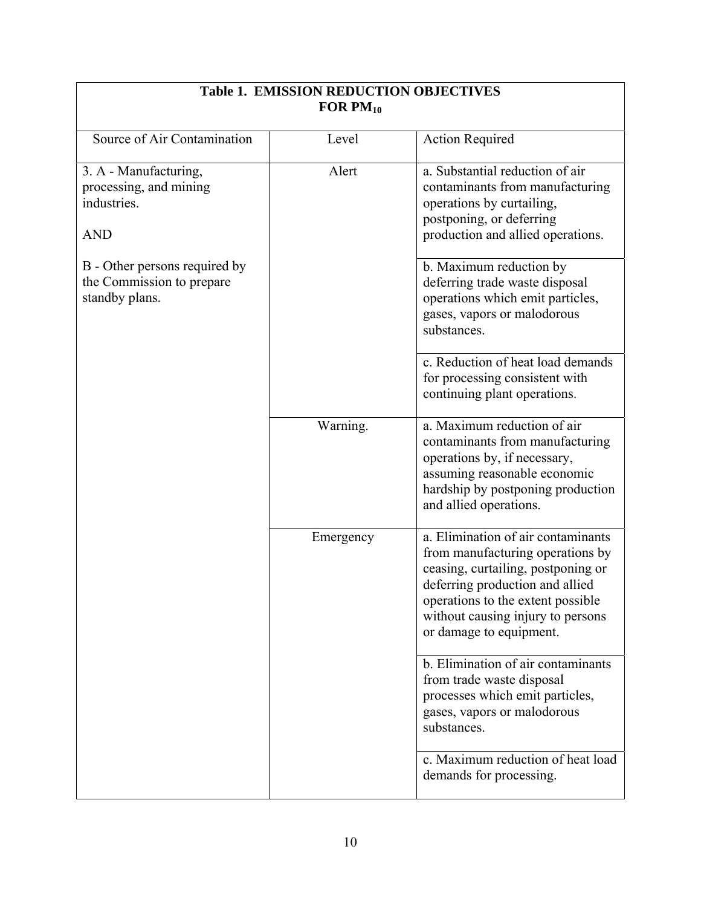| Table 1. EMISSION REDUCTION OBJECTIVES FOR $PM_{10}$ | | |
|---|---|---|
| Source of Air Contamination | Level | Action Required |
| 3. A - Manufacturing, processing, and mining industries.<br><br>AND<br><br>B - Other persons required by the Commission to prepare standby plans. | Alert | a. Substantial reduction of air contaminants from manufacturing operations by curtailing, postponing, or deferring production and allied operations. |
| | | b. Maximum reduction by deferring trade waste disposal operations which emit particles, gases, vapors or malodorous substances. |
| | | c. Reduction of heat load demands for processing consistent with continuing plant operations. |
| | Warning. | a. Maximum reduction of air contaminants from manufacturing operations by, if necessary, assuming reasonable economic hardship by postponing production and allied operations. |
| | Emergency | a. Elimination of air contaminants from manufacturing operations by ceasing, curtailing, postponing or deferring production and allied operations to the extent possible without causing injury to persons or damage to equipment. |
| | | b. Elimination of air contaminants from trade waste disposal processes which emit particles, gases, vapors or malodorous substances. |
| | | c. Maximum reduction of heat load demands for processing. |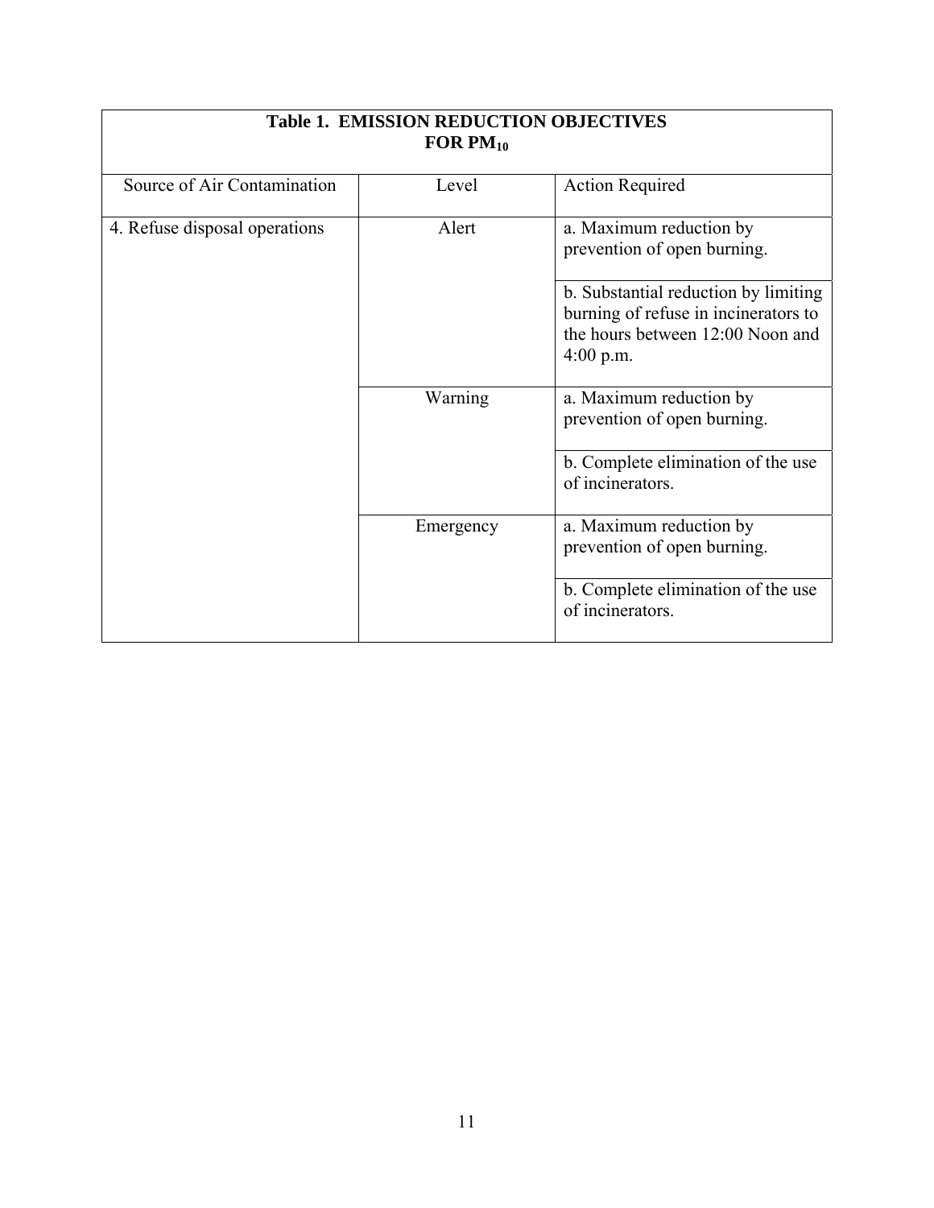**Table 1. EMISSION REDUCTION OBJECTIVES FOR $PM_{10}$**

| Source of Air Contamination | Level | Action Required |
|---|---|---|
| 4. Refuse disposal operations | Alert | a. Maximum reduction by prevention of open burning. |
| | | b. Substantial reduction by limiting burning of refuse in incinerators to the hours between 12:00 Noon and 4:00 p.m. |
| | Warning | a. Maximum reduction by prevention of open burning. |
| | | b. Complete elimination of the use of incinerators. |
| | Emergency | a. Maximum reduction by prevention of open burning. |
| | | b. Complete elimination of the use of incinerators. |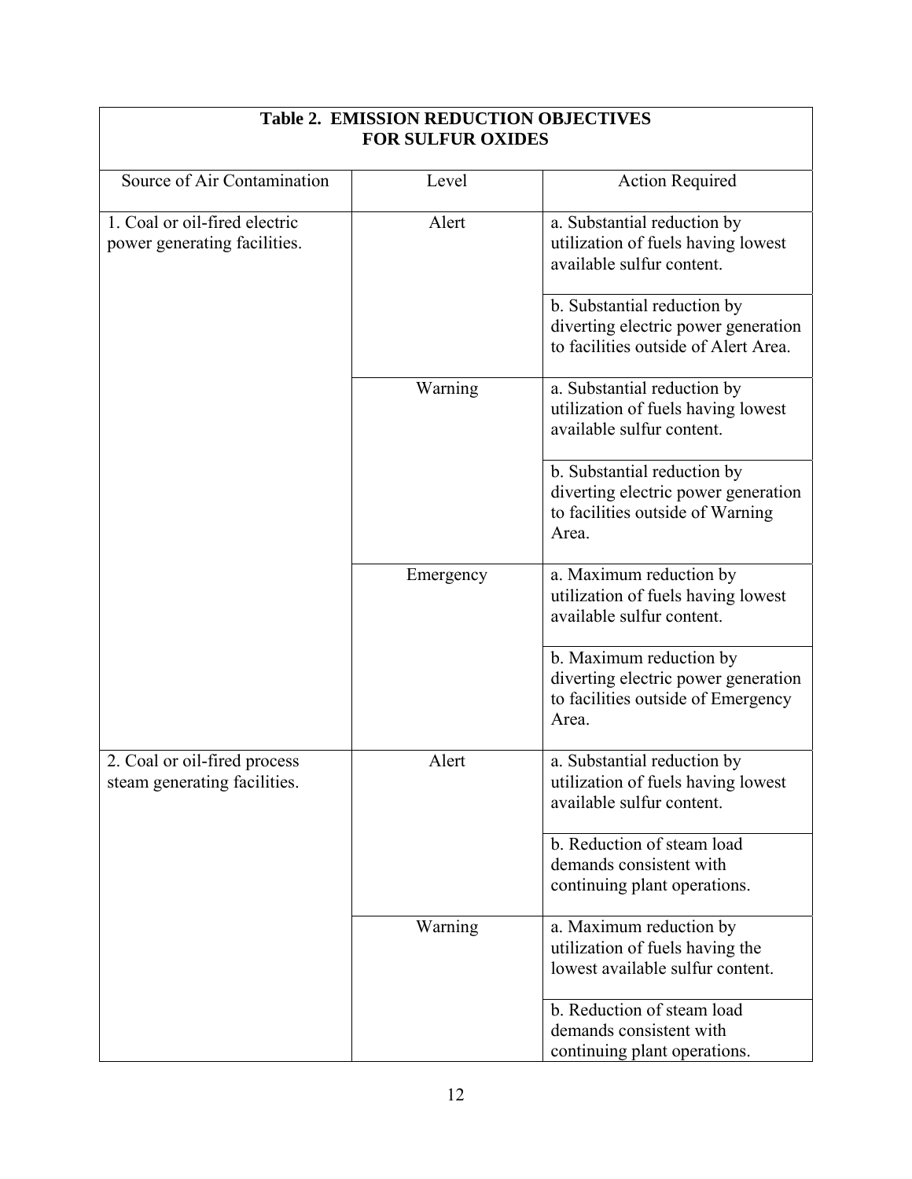**Table 2. EMISSION REDUCTION OBJECTIVES FOR SULFUR OXIDES**

| Source of Air Contamination | Level | Action Required |
|---|---|---|
| 1. Coal or oil-fired electric power generating facilities. | Alert | a. Substantial reduction by utilization of fuels having lowest available sulfur content. |
| | | b. Substantial reduction by diverting electric power generation to facilities outside of Alert Area. |
| | Warning | a. Substantial reduction by utilization of fuels having lowest available sulfur content. |
| | | b. Substantial reduction by diverting electric power generation to facilities outside of Warning Area. |
| | Emergency | a. Maximum reduction by utilization of fuels having lowest available sulfur content. |
| | | b. Maximum reduction by diverting electric power generation to facilities outside of Emergency Area. |
| 2. Coal or oil-fired process steam generating facilities. | Alert | a. Substantial reduction by utilization of fuels having lowest available sulfur content. |
| | | b. Reduction of steam load demands consistent with continuing plant operations. |
| | Warning | a. Maximum reduction by utilization of fuels having the lowest available sulfur content. |
| | | b. Reduction of steam load demands consistent with continuing plant operations. |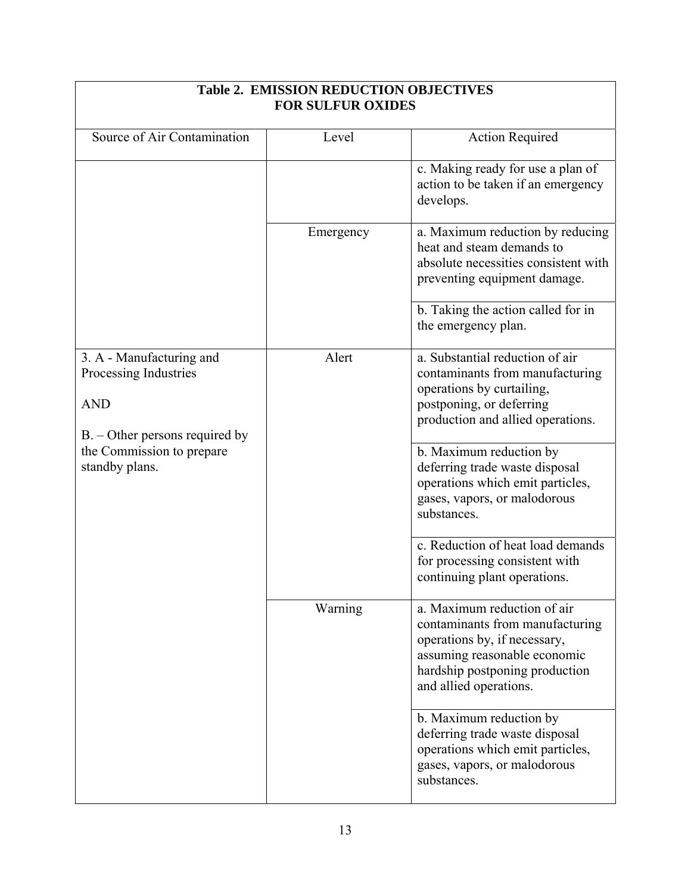| Table 2. EMISSION REDUCTION OBJECTIVES FOR SULFUR OXIDES | | |
|---|---|---|
| Source of Air Contamination | Level | Action Required |
| | | c. Making ready for use a plan of action to be taken if an emergency develops. |
| | Emergency | a. Maximum reduction by reducing heat and steam demands to absolute necessities consistent with preventing equipment damage. |
| | | b. Taking the action called for in the emergency plan. |
| 3. A - Manufacturing and Processing Industries<br><br>AND<br><br>B. – Other persons required by the Commission to prepare standby plans. | Alert | a. Substantial reduction of air contaminants from manufacturing operations by curtailing, postponing, or deferring production and allied operations. |
| | | b. Maximum reduction by deferring trade waste disposal operations which emit particles, gases, vapors, or malodorous substances. |
| | | c. Reduction of heat load demands for processing consistent with continuing plant operations. |
| | Warning | a. Maximum reduction of air contaminants from manufacturing operations by, if necessary, assuming reasonable economic hardship postponing production and allied operations. |
| | | b. Maximum reduction by deferring trade waste disposal operations which emit particles, gases, vapors, or malodorous substances. |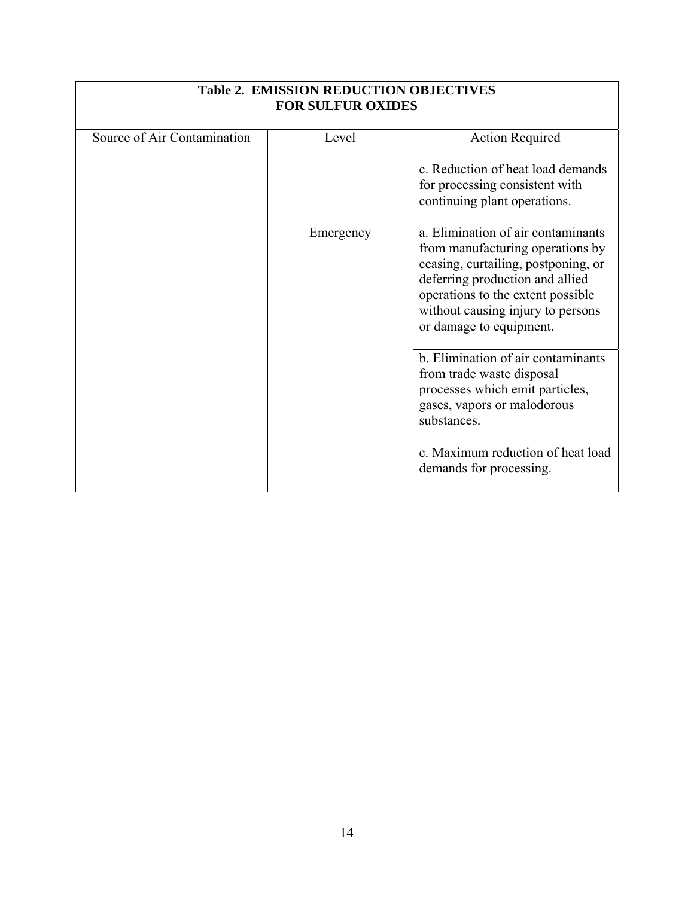| Table 2. EMISSION REDUCTION OBJECTIVES FOR SULFUR OXIDES | | |
|---|---|---|
| Source of Air Contamination | Level | Action Required |
| | | c. Reduction of heat load demands for processing consistent with continuing plant operations. |
| | Emergency | a. Elimination of air contaminants from manufacturing operations by ceasing, curtailing, postponing, or deferring production and allied operations to the extent possible without causing injury to persons or damage to equipment. |
| | | b. Elimination of air contaminants from trade waste disposal processes which emit particles, gases, vapors or malodorous substances. |
| | | c. Maximum reduction of heat load demands for processing. |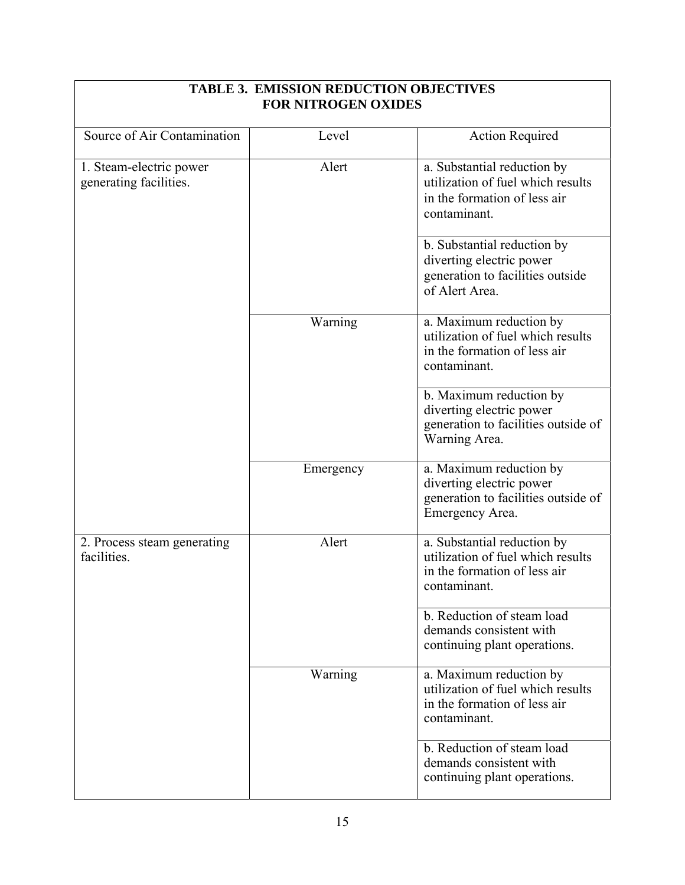| TABLE 3. EMISSION REDUCTION OBJECTIVES FOR NITROGEN OXIDES | | |
|---|---|---|
| Source of Air Contamination | Level | Action Required |
| 1. Steam-electric power generating facilities. | Alert | a. Substantial reduction by utilization of fuel which results in the formation of less air contaminant. |
| | | b. Substantial reduction by diverting electric power generation to facilities outside of Alert Area. |
| | Warning | a. Maximum reduction by utilization of fuel which results in the formation of less air contaminant. |
| | | b. Maximum reduction by diverting electric power generation to facilities outside of Warning Area. |
| | Emergency | a. Maximum reduction by diverting electric power generation to facilities outside of Emergency Area. |
| 2. Process steam generating facilities. | Alert | a. Substantial reduction by utilization of fuel which results in the formation of less air contaminant. |
| | | b. Reduction of steam load demands consistent with continuing plant operations. |
| | Warning | a. Maximum reduction by utilization of fuel which results in the formation of less air contaminant. |
| | | b. Reduction of steam load demands consistent with continuing plant operations. |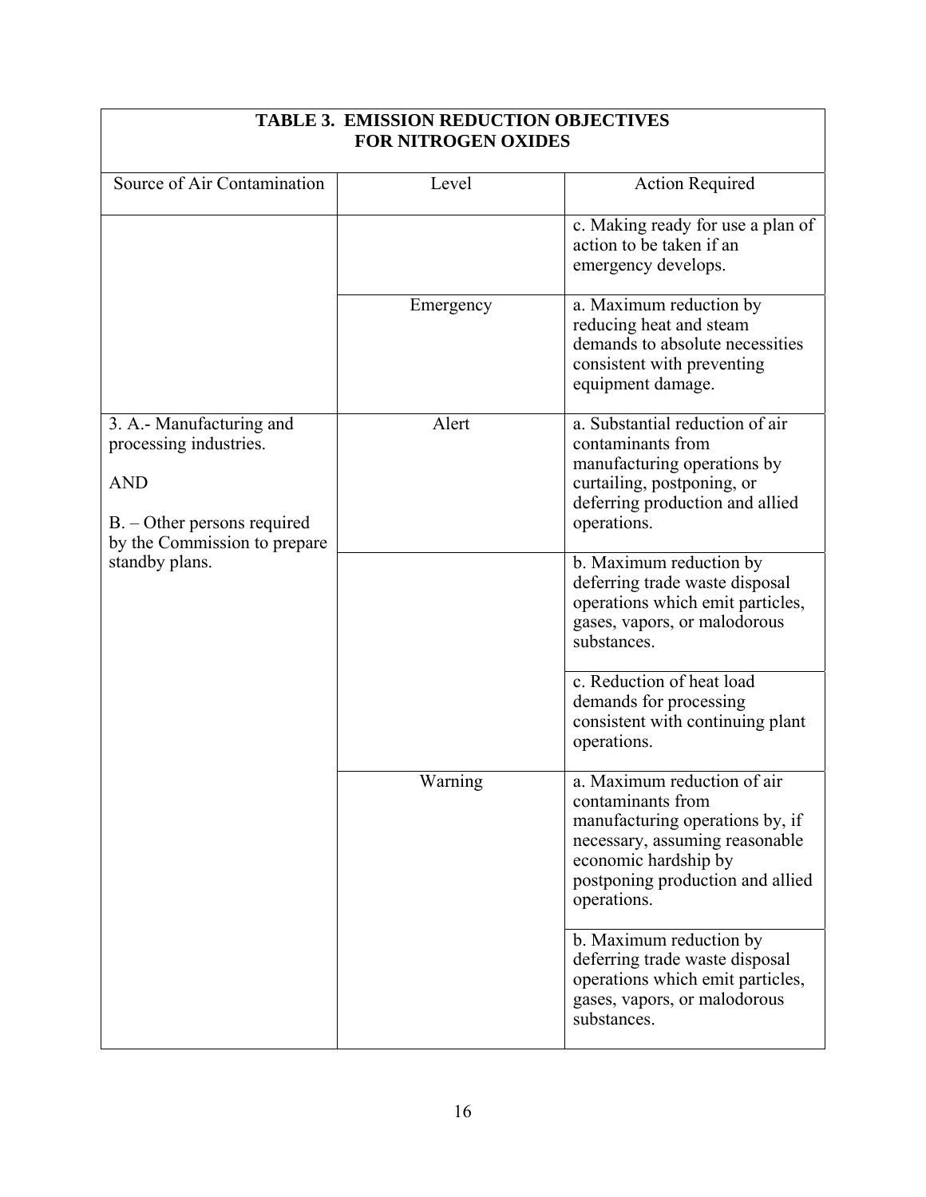| TABLE 3. EMISSION REDUCTION OBJECTIVES FOR NITROGEN OXIDES | | |
|---|---|---|
| Source of Air Contamination | Level | Action Required |
| | | c. Making ready for use a plan of action to be taken if an emergency develops. |
| | Emergency | a. Maximum reduction by reducing heat and steam demands to absolute necessities consistent with preventing equipment damage. |
| 3. A.- Manufacturing and processing industries. AND B. – Other persons required by the Commission to prepare standby plans. | Alert | a. Substantial reduction of air contaminants from manufacturing operations by curtailing, postponing, or deferring production and allied operations. |
| | | b. Maximum reduction by deferring trade waste disposal operations which emit particles, gases, vapors, or malodorous substances. |
| | | c. Reduction of heat load demands for processing consistent with continuing plant operations. |
| | Warning | a. Maximum reduction of air contaminants from manufacturing operations by, if necessary, assuming reasonable economic hardship by postponing production and allied operations. |
| | | b. Maximum reduction by deferring trade waste disposal operations which emit particles, gases, vapors, or malodorous substances. |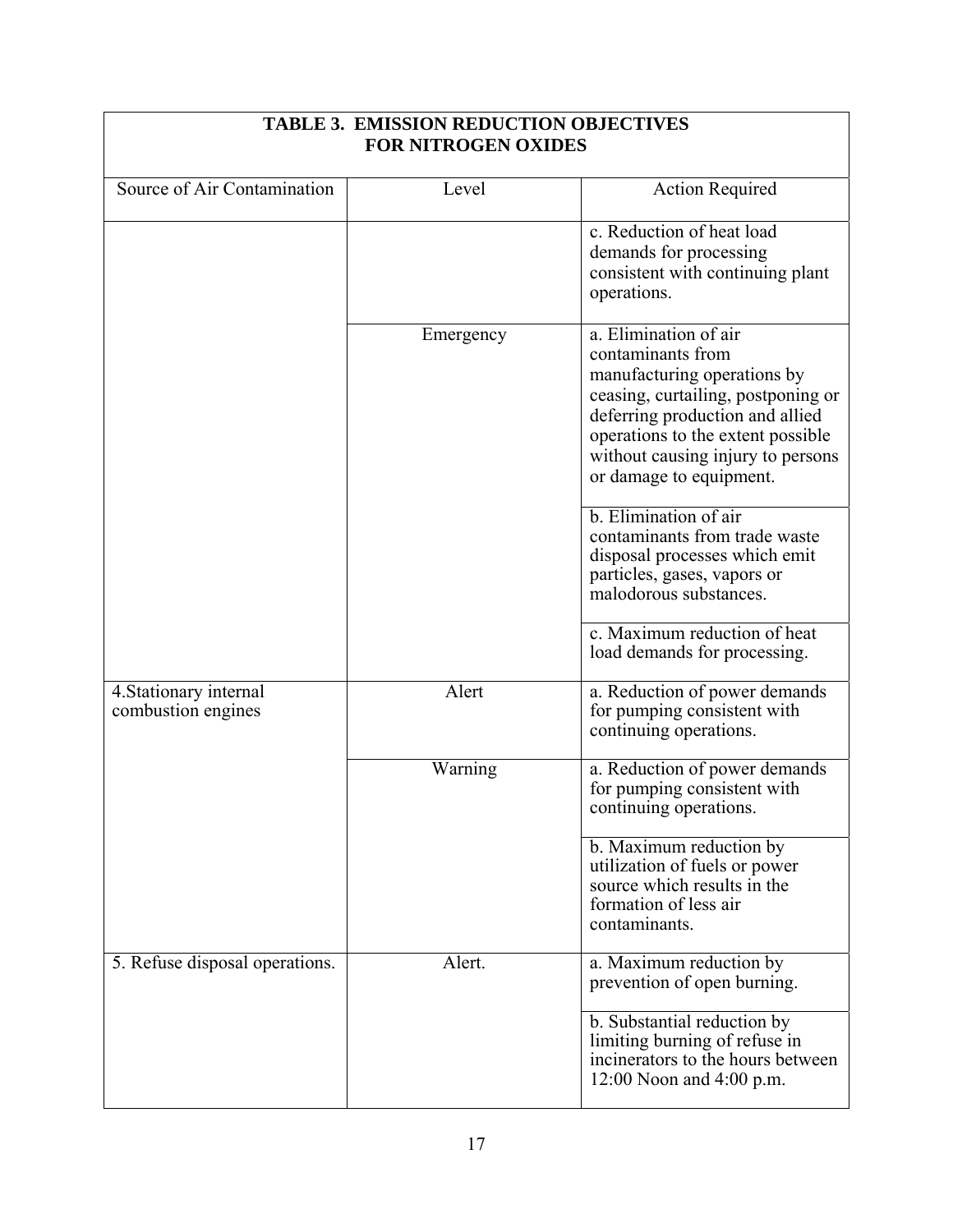| TABLE 3. EMISSION REDUCTION OBJECTIVES FOR NITROGEN OXIDES | | |
|---|---|---|
| Source of Air Contamination | Level | Action Required |
| | | c. Reduction of heat load demands for processing consistent with continuing plant operations. |
| | Emergency | a. Elimination of air contaminants from manufacturing operations by ceasing, curtailing, postponing or deferring production and allied operations to the extent possible without causing injury to persons or damage to equipment. |
| | | b. Elimination of air contaminants from trade waste disposal processes which emit particles, gases, vapors or malodorous substances. |
| | | c. Maximum reduction of heat load demands for processing. |
| 4.Stationary internal combustion engines | Alert | a. Reduction of power demands for pumping consistent with continuing operations. |
| | Warning | a. Reduction of power demands for pumping consistent with continuing operations. |
| | | b. Maximum reduction by utilization of fuels or power source which results in the formation of less air contaminants. |
| 5. Refuse disposal operations. | Alert. | a. Maximum reduction by prevention of open burning. |
| | | b. Substantial reduction by limiting burning of refuse in incinerators to the hours between 12:00 Noon and 4:00 p.m. |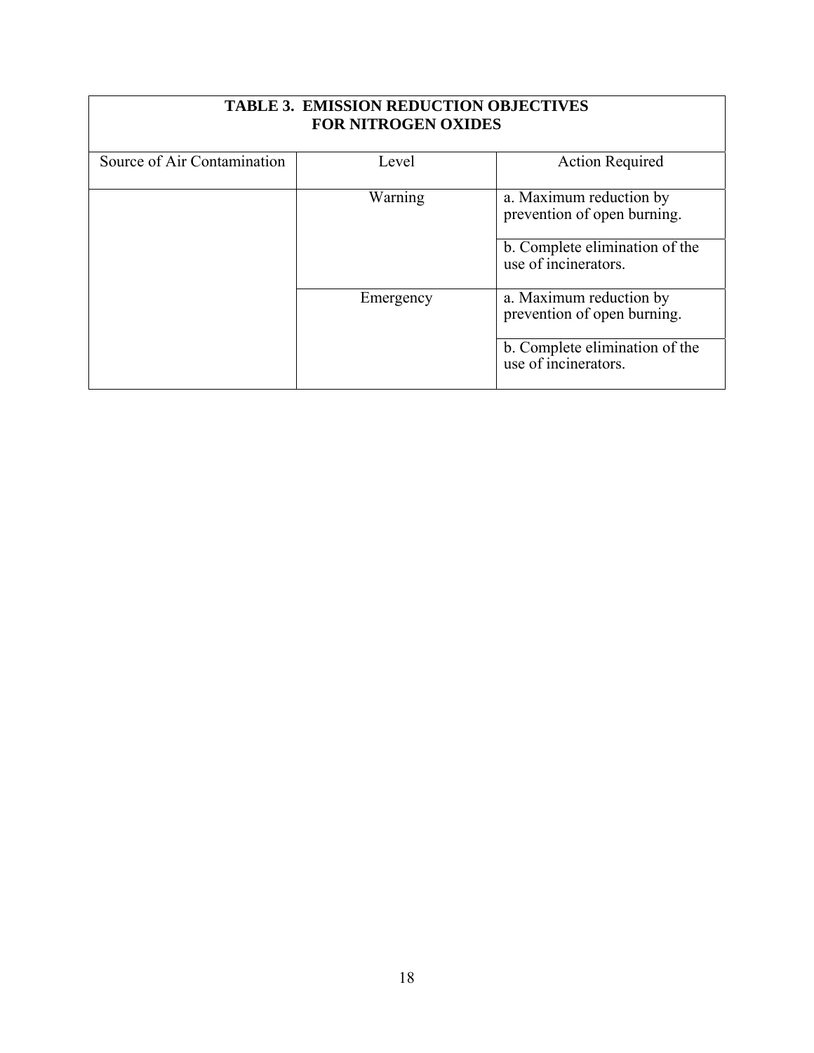| **TABLE 3. EMISSION REDUCTION OBJECTIVES FOR NITROGEN OXIDES** | | |
|---|---|---|
| Source of Air Contamination | Level | Action Required |
| | Warning | a. Maximum reduction by prevention of open burning. |
| | | b. Complete elimination of the use of incinerators. |
| | Emergency | a. Maximum reduction by prevention of open burning. |
| | | b. Complete elimination of the use of incinerators. |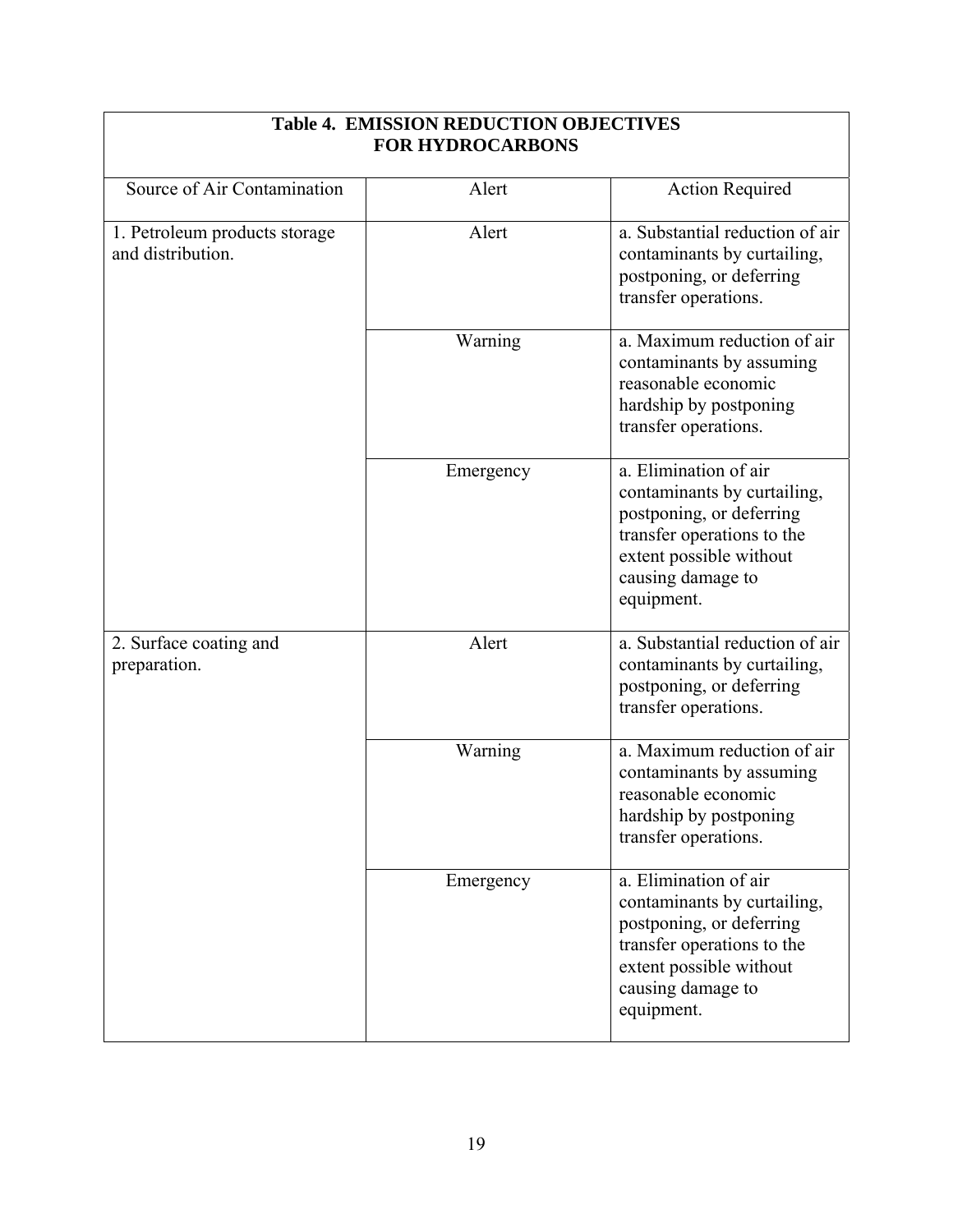| Table 4. EMISSION REDUCTION OBJECTIVES FOR HYDROCARBONS | | |
|---|---|---|
| Source of Air Contamination | Alert | Action Required |
| 1. Petroleum products storage and distribution. | Alert | a. Substantial reduction of air contaminants by curtailing, postponing, or deferring transfer operations. |
| | Warning | a. Maximum reduction of air contaminants by assuming reasonable economic hardship by postponing transfer operations. |
| | Emergency | a. Elimination of air contaminants by curtailing, postponing, or deferring transfer operations to the extent possible without causing damage to equipment. |
| 2. Surface coating and preparation. | Alert | a. Substantial reduction of air contaminants by curtailing, postponing, or deferring transfer operations. |
| | Warning | a. Maximum reduction of air contaminants by assuming reasonable economic hardship by postponing transfer operations. |
| | Emergency | a. Elimination of air contaminants by curtailing, postponing, or deferring transfer operations to the extent possible without causing damage to equipment. |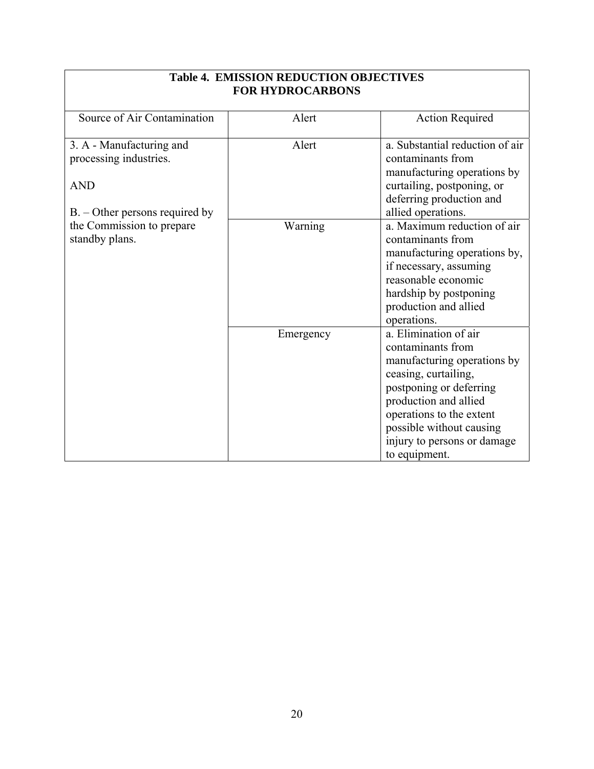| Table 4. EMISSION REDUCTION OBJECTIVES FOR HYDROCARBONS | | |
|---|---|---|
| Source of Air Contamination | Alert | Action Required |
| 3. A - Manufacturing and processing industries. AND B. – Other persons required by the Commission to prepare standby plans. | Alert | a. Substantial reduction of air contaminants from manufacturing operations by curtailing, postponing, or deferring production and allied operations. |
| | Warning | a. Maximum reduction of air contaminants from manufacturing operations by, if necessary, assuming reasonable economic hardship by postponing production and allied operations. |
| | Emergency | a. Elimination of air contaminants from manufacturing operations by ceasing, curtailing, postponing or deferring production and allied operations to the extent possible without causing injury to persons or damage to equipment. |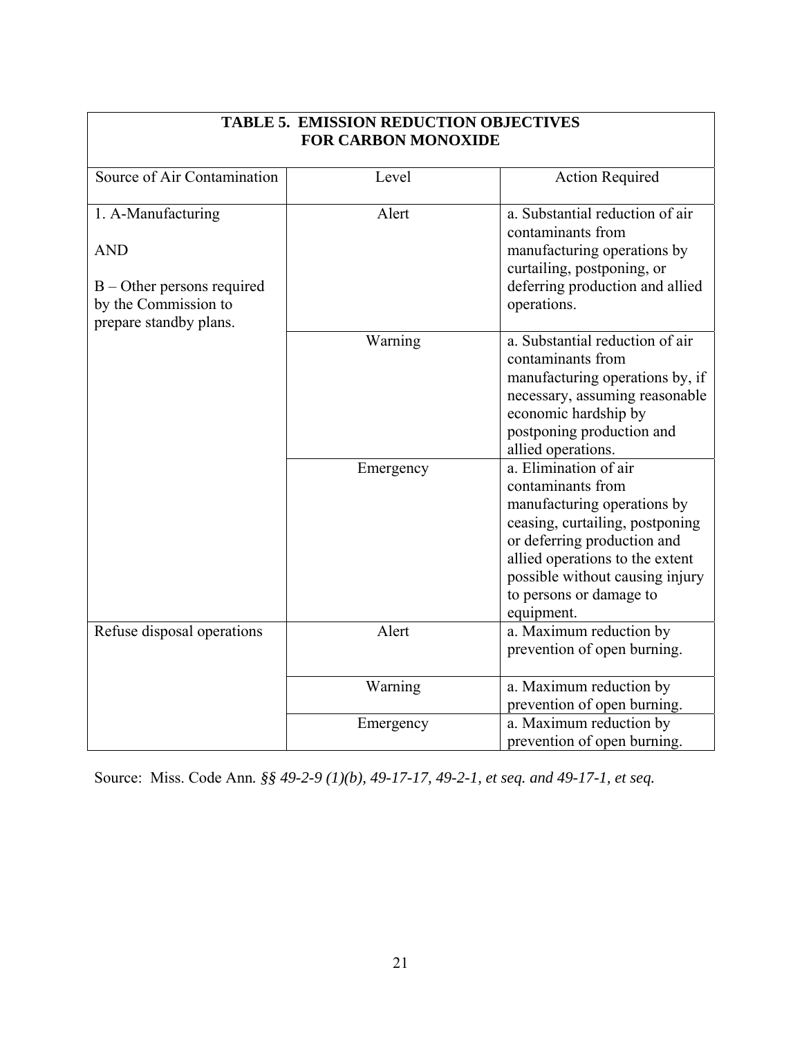| TABLE 5. EMISSION REDUCTION OBJECTIVES FOR CARBON MONOXIDE | | |
|---|---|---|
| Source of Air Contamination | Level | Action Required |
| 1. A-Manufacturing<br><br>AND<br><br>B – Other persons required by the Commission to prepare standby plans. | Alert | a. Substantial reduction of air contaminants from manufacturing operations by curtailing, postponing, or deferring production and allied operations. |
| | Warning | a. Substantial reduction of air contaminants from manufacturing operations by, if necessary, assuming reasonable economic hardship by postponing production and allied operations. |
| | Emergency | a. Elimination of air contaminants from manufacturing operations by ceasing, curtailing, postponing or deferring production and allied operations to the extent possible without causing injury to persons or damage to equipment. |
| Refuse disposal operations | Alert | a. Maximum reduction by prevention of open burning. |
| | Warning | a. Maximum reduction by prevention of open burning. |
| | Emergency | a. Maximum reduction by prevention of open burning. |

Source: Miss. Code Ann. *§§ 49-2-9 (1)(b), 49-17-17, 49-2-1, et seq. and 49-17-1, et seq.*